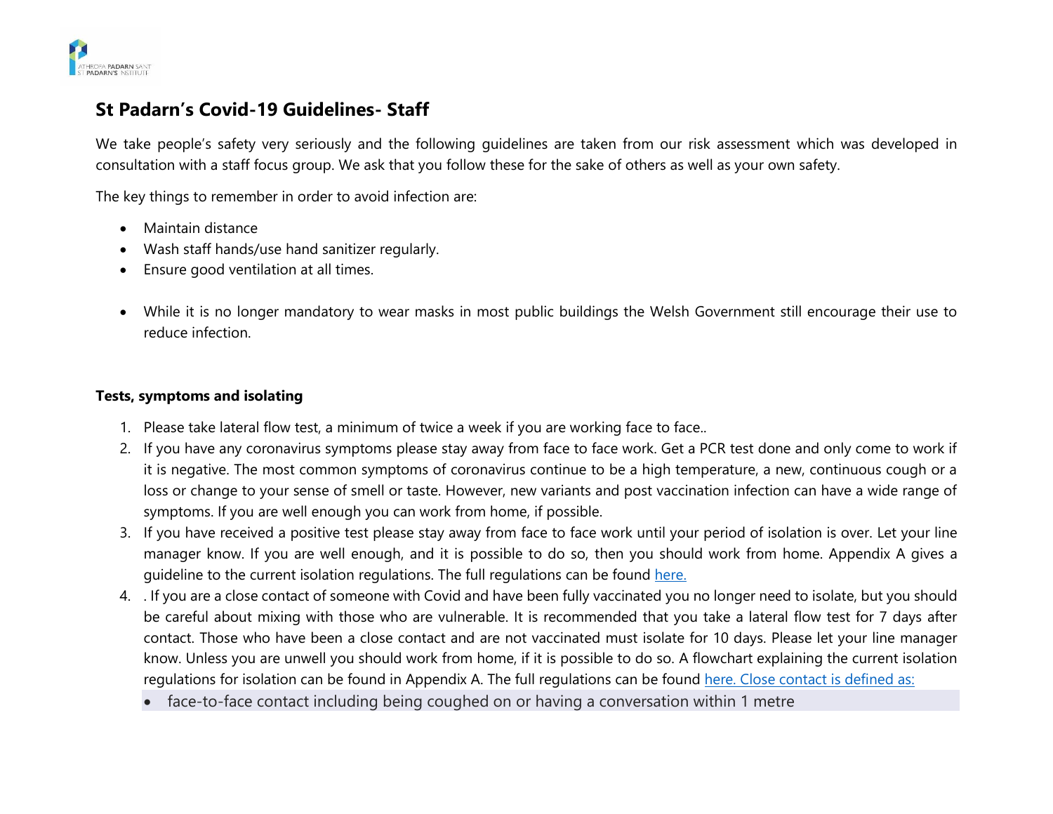## St Padarn's Covid-19 Guidelines- Staff

We take people's safety very seriously and the following guidelines are taken from our risk assessment which was developed in consultation with a staff focus group. We ask that you follow these for the sake of others as well as your own safety.

The key things to remember in order to avoid infection are:

- Maintain distance
- Wash staff hands/use hand sanitizer regularly.
- Ensure good ventilation at all times.

- While it is no longer mandatory to wear masks in most public buildings the Welsh Government still encourage their use to reduce infection.

### Tests, symptoms and isolating

1. Please take lateral flow test, a minimum of twice a week if you are working face to face..
2. If you have any coronavirus symptoms please stay away from face to face work. Get a PCR test done and only come to work if it is negative. The most common symptoms of coronavirus continue to be a high temperature, a new, continuous cough or a loss or change to your sense of smell or taste. However, new variants and post vaccination infection can have a wide range of symptoms. If you are well enough you can work from home, if possible.
3. If you have received a positive test please stay away from face to face work until your period of isolation is over. Let your line manager know. If you are well enough, and it is possible to do so, then you should work from home. Appendix A gives a guideline to the current isolation regulations. The full regulations can be found [here.]
4. . If you are a close contact of someone with Covid and have been fully vaccinated you no longer need to isolate, but you should be careful about mixing with those who are vulnerable. It is recommended that you take a lateral flow test for 7 days after contact. Those who have been a close contact and are not vaccinated must isolate for 10 days. Please let your line manager know. Unless you are unwell you should work from home, if it is possible to do so. A flowchart explaining the current isolation regulations for isolation can be found in Appendix A. The full regulations can be found [here.] Close contact is defined as:
    - face-to-face contact including being coughed on or having a conversation within 1 metre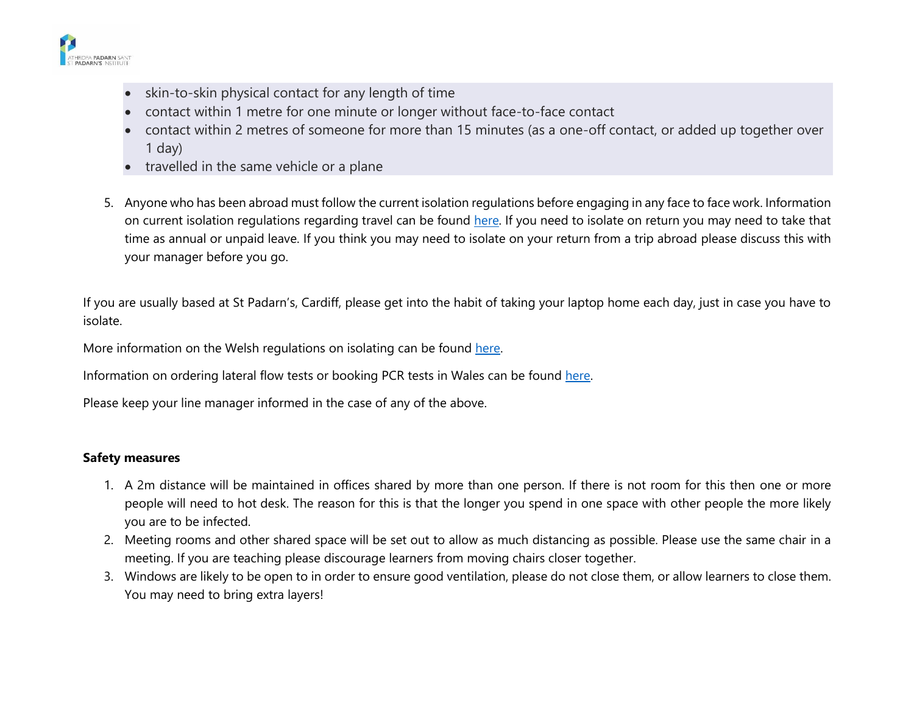- skin-to-skin physical contact for any length of time
- contact within 1 metre for one minute or longer without face-to-face contact
- contact within 2 metres of someone for more than 15 minutes (as a one-off contact, or added up together over 1 day)
- travelled in the same vehicle or a plane

5. Anyone who has been abroad must follow the current isolation regulations before engaging in any face to face work. Information on current isolation regulations regarding travel can be found here. If you need to isolate on return you may need to take that time as annual or unpaid leave. If you think you may need to isolate on your return from a trip abroad please discuss this with your manager before you go.

If you are usually based at St Padarn's, Cardiff, please get into the habit of taking your laptop home each day, just in case you have to isolate.

More information on the Welsh regulations on isolating can be found here.

Information on ordering lateral flow tests or booking PCR tests in Wales can be found here.

Please keep your line manager informed in the case of any of the above.

**Safety measures**

1. A 2m distance will be maintained in offices shared by more than one person. If there is not room for this then one or more people will need to hot desk. The reason for this is that the longer you spend in one space with other people the more likely you are to be infected.
2. Meeting rooms and other shared space will be set out to allow as much distancing as possible. Please use the same chair in a meeting. If you are teaching please discourage learners from moving chairs closer together.
3. Windows are likely to be open to in order to ensure good ventilation, please do not close them, or allow learners to close them. You may need to bring extra layers!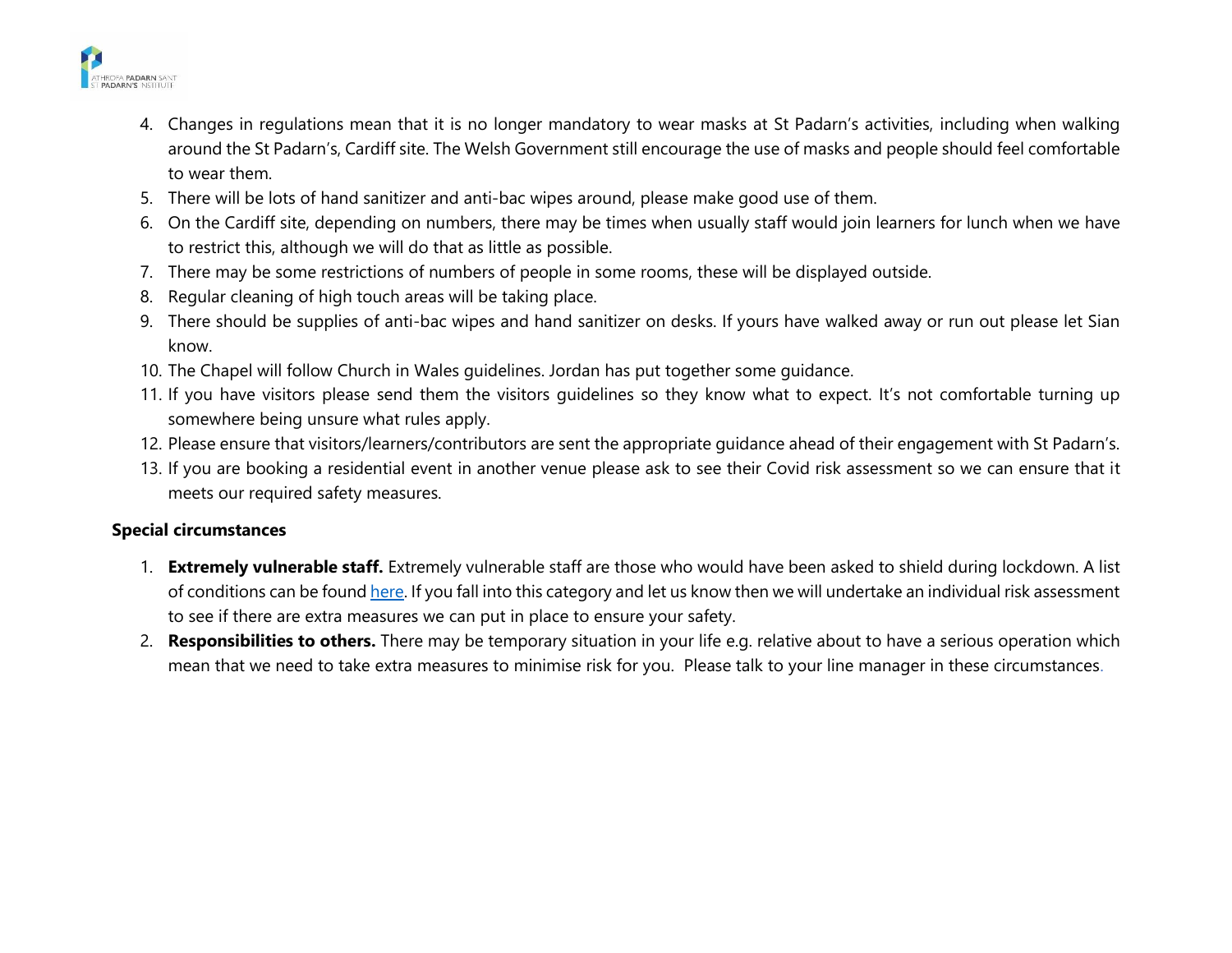4. Changes in regulations mean that it is no longer mandatory to wear masks at St Padarn's activities, including when walking around the St Padarn's, Cardiff site. The Welsh Government still encourage the use of masks and people should feel comfortable to wear them.
5. There will be lots of hand sanitizer and anti-bac wipes around, please make good use of them.
6. On the Cardiff site, depending on numbers, there may be times when usually staff would join learners for lunch when we have to restrict this, although we will do that as little as possible.
7. There may be some restrictions of numbers of people in some rooms, these will be displayed outside.
8. Regular cleaning of high touch areas will be taking place.
9. There should be supplies of anti-bac wipes and hand sanitizer on desks. If yours have walked away or run out please let Sian know.
10. The Chapel will follow Church in Wales guidelines. Jordan has put together some guidance.
11. If you have visitors please send them the visitors guidelines so they know what to expect. It's not comfortable turning up somewhere being unsure what rules apply.
12. Please ensure that visitors/learners/contributors are sent the appropriate guidance ahead of their engagement with St Padarn's.
13. If you are booking a residential event in another venue please ask to see their Covid risk assessment so we can ensure that it meets our required safety measures.

**Special circumstances**

1. **Extremely vulnerable staff.** Extremely vulnerable staff are those who would have been asked to shield during lockdown. A list of conditions can be found here. If you fall into this category and let us know then we will undertake an individual risk assessment to see if there are extra measures we can put in place to ensure your safety.
2. **Responsibilities to others.** There may be temporary situation in your life e.g. relative about to have a serious operation which mean that we need to take extra measures to minimise risk for you. Please talk to your line manager in these circumstances.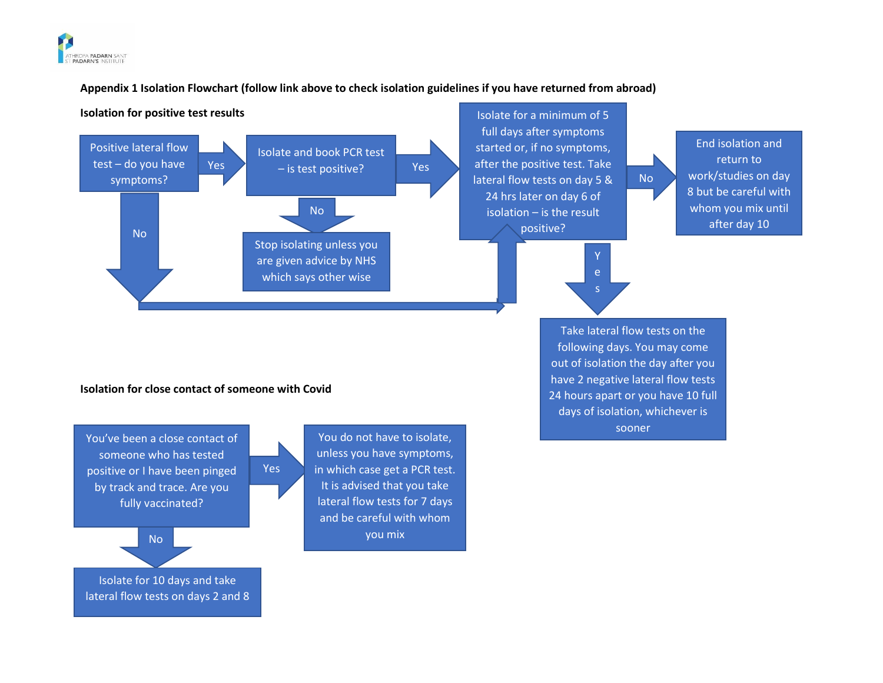**Appendix 1 Isolation Flowchart (follow link above to check isolation guidelines if you have returned from abroad)**

**Isolation for positive test results**

Positive lateral flow test – do you have symptoms?

Yes

Isolate and book PCR test – is test positive?

Yes

Isolate for a minimum of 5 full days after symptoms started or, if no symptoms, after the positive test. Take lateral flow tests on day 5 & 24 hrs later on day 6 of isolation – is the result positive?

No

End isolation and return to work/studies on day 8 but be careful with whom you mix until after day 10

No

No

Stop isolating unless you are given advice by NHS which says other wise

Yes

Take lateral flow tests on the following days. You may come out of isolation the day after you have 2 negative lateral flow tests 24 hours apart or you have 10 full days of isolation, whichever is sooner

**Isolation for close contact of someone with Covid**

You've been a close contact of someone who has tested positive or I have been pinged by track and trace. Are you fully vaccinated?

Yes

You do not have to isolate, unless you have symptoms, in which case get a PCR test. It is advised that you take lateral flow tests for 7 days and be careful with whom you mix

No

Isolate for 10 days and take lateral flow tests on days 2 and 8